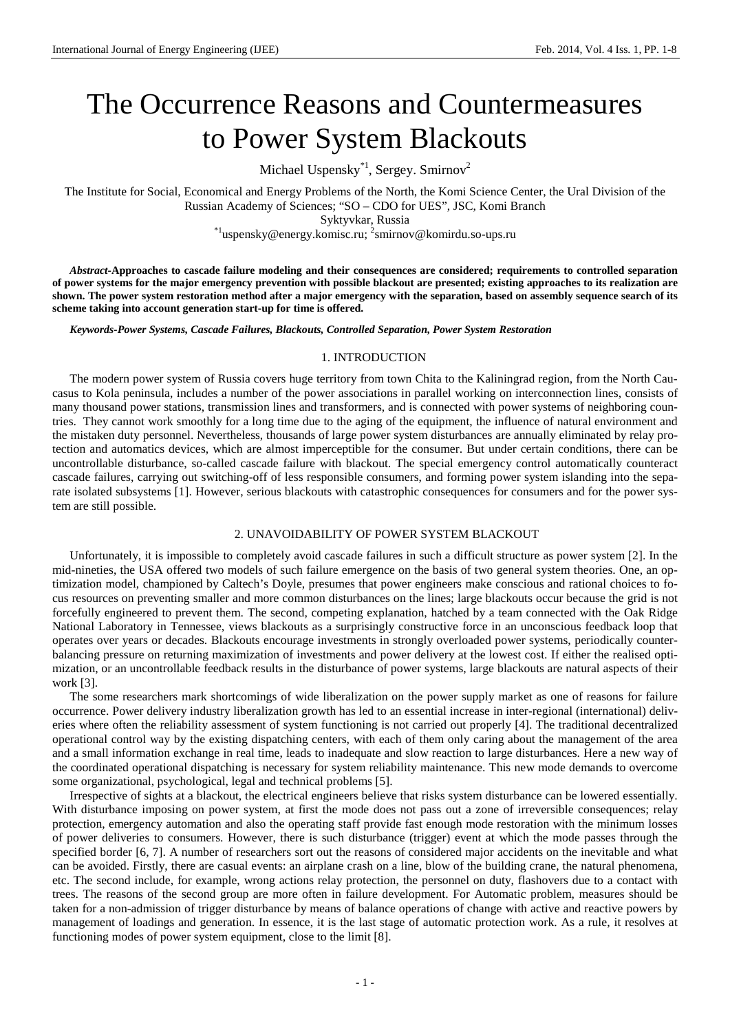# The Occurrence Reasons and Countermeasures to Power System Blackouts

Michael Uspensky[*1], Sergey. Smirnov[2]

The Institute for Social, Economical and Energy Problems of the North, the Komi Science Center, the Ural Division of the Russian Academy of Sciences; "SO – CDO for UES", JSC, Komi Branch

Syktyvkar, Russia

[*1]uspensky@energy.komisc.ru; [2]smirnov@komirdu.so-ups.ru

***Abstract*-Approaches to cascade failure modeling and their consequences are considered; requirements to controlled separation of power systems for the major emergency prevention with possible blackout are presented; existing approaches to its realization are shown. The power system restoration method after a major emergency with the separation, based on assembly sequence search of its scheme taking into account generation start-up for time is offered.**

***Keywords-Power Systems, Cascade Failures, Blackouts, Controlled Separation, Power System Restoration***

## 1. INTRODUCTION

The modern power system of Russia covers huge territory from town Chita to the Kaliningrad region, from the North Caucasus to Kola peninsula, includes a number of the power associations in parallel working on interconnection lines, consists of many thousand power stations, transmission lines and transformers, and is connected with power systems of neighboring countries. They cannot work smoothly for a long time due to the aging of the equipment, the influence of natural environment and the mistaken duty personnel. Nevertheless, thousands of large power system disturbances are annually eliminated by relay protection and automatics devices, which are almost imperceptible for the consumer. But under certain conditions, there can be uncontrollable disturbance, so-called cascade failure with blackout. The special emergency control automatically counteract cascade failures, carrying out switching-off of less responsible consumers, and forming power system islanding into the separate isolated subsystems [1]. However, serious blackouts with catastrophic consequences for consumers and for the power system are still possible.

## 2. UNAVOIDABILITY OF POWER SYSTEM BLACKOUT

Unfortunately, it is impossible to completely avoid cascade failures in such a difficult structure as power system [2]. In the mid-nineties, the USA offered two models of such failure emergence on the basis of two general system theories. One, an optimization model, championed by Caltech's Doyle, presumes that power engineers make conscious and rational choices to focus resources on preventing smaller and more common disturbances on the lines; large blackouts occur because the grid is not forcefully engineered to prevent them. The second, competing explanation, hatched by a team connected with the Oak Ridge National Laboratory in Tennessee, views blackouts as a surprisingly constructive force in an unconscious feedback loop that operates over years or decades. Blackouts encourage investments in strongly overloaded power systems, periodically counterbalancing pressure on returning maximization of investments and power delivery at the lowest cost. If either the realised optimization, or an uncontrollable feedback results in the disturbance of power systems, large blackouts are natural aspects of their work [3].

The some researchers mark shortcomings of wide liberalization on the power supply market as one of reasons for failure occurrence. Power delivery industry liberalization growth has led to an essential increase in inter-regional (international) deliveries where often the reliability assessment of system functioning is not carried out properly [4]. The traditional decentralized operational control way by the existing dispatching centers, with each of them only caring about the management of the area and a small information exchange in real time, leads to inadequate and slow reaction to large disturbances. Here a new way of the coordinated operational dispatching is necessary for system reliability maintenance. This new mode demands to overcome some organizational, psychological, legal and technical problems [5].

Irrespective of sights at a blackout, the electrical engineers believe that risks system disturbance can be lowered essentially. With disturbance imposing on power system, at first the mode does not pass out a zone of irreversible consequences; relay protection, emergency automation and also the operating staff provide fast enough mode restoration with the minimum losses of power deliveries to consumers. However, there is such disturbance (trigger) event at which the mode passes through the specified border [6, 7]. A number of researchers sort out the reasons of considered major accidents on the inevitable and what can be avoided. Firstly, there are casual events: an airplane crash on a line, blow of the building crane, the natural phenomena, etc. The second include, for example, wrong actions relay protection, the personnel on duty, flashovers due to a contact with trees. The reasons of the second group are more often in failure development. For Automatic problem, measures should be taken for a non-admission of trigger disturbance by means of balance operations of change with active and reactive powers by management of loadings and generation. In essence, it is the last stage of automatic protection work. As a rule, it resolves at functioning modes of power system equipment, close to the limit [8].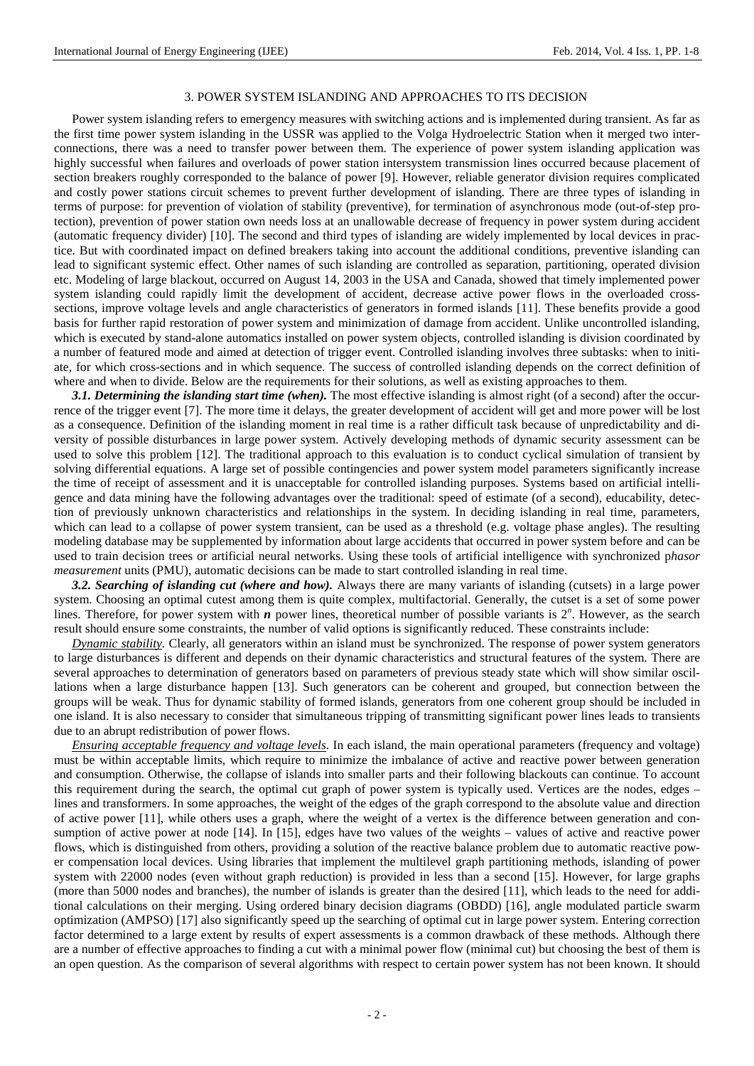## 3. POWER SYSTEM ISLANDING AND APPROACHES TO ITS DECISION

Power system islanding refers to emergency measures with switching actions and is implemented during transient. As far as the first time power system islanding in the USSR was applied to the Volga Hydroelectric Station when it merged two interconnections, there was a need to transfer power between them. The experience of power system islanding application was highly successful when failures and overloads of power station intersystem transmission lines occurred because placement of section breakers roughly corresponded to the balance of power [9]. However, reliable generator division requires complicated and costly power stations circuit schemes to prevent further development of islanding. There are three types of islanding in terms of purpose: for prevention of violation of stability (preventive), for termination of asynchronous mode (out-of-step protection), prevention of power station own needs loss at an unallowable decrease of frequency in power system during accident (automatic frequency divider) [10]. The second and third types of islanding are widely implemented by local devices in practice. But with coordinated impact on defined breakers taking into account the additional conditions, preventive islanding can lead to significant systemic effect. Other names of such islanding are controlled as separation, partitioning, operated division etc. Modeling of large blackout, occurred on August 14, 2003 in the USA and Canada, showed that timely implemented power system islanding could rapidly limit the development of accident, decrease active power flows in the overloaded cross-sections, improve voltage levels and angle characteristics of generators in formed islands [11]. These benefits provide a good basis for further rapid restoration of power system and minimization of damage from accident. Unlike uncontrolled islanding, which is executed by stand-alone automatics installed on power system objects, controlled islanding is division coordinated by a number of featured mode and aimed at detection of trigger event. Controlled islanding involves three subtasks: when to initiate, for which cross-sections and in which sequence. The success of controlled islanding depends on the correct definition of where and when to divide. Below are the requirements for their solutions, as well as existing approaches to them.

***3.1. Determining the islanding start time (when).*** The most effective islanding is almost right (of a second) after the occurrence of the trigger event [7]. The more time it delays, the greater development of accident will get and more power will be lost as a consequence. Definition of the islanding moment in real time is a rather difficult task because of unpredictability and diversity of possible disturbances in large power system. Actively developing methods of dynamic security assessment can be used to solve this problem [12]. The traditional approach to this evaluation is to conduct cyclical simulation of transient by solving differential equations. A large set of possible contingencies and power system model parameters significantly increase the time of receipt of assessment and it is unacceptable for controlled islanding purposes. Systems based on artificial intelligence and data mining have the following advantages over the traditional: speed of estimate (of a second), educability, detection of previously unknown characteristics and relationships in the system. In deciding islanding in real time, parameters, which can lead to a collapse of power system transient, can be used as a threshold (e.g. voltage phase angles). The resulting modeling database may be supplemented by information about large accidents that occurred in power system before and can be used to train decision trees or artificial neural networks. Using these tools of artificial intelligence with synchronized p*hasor measurement* units (PMU), automatic decisions can be made to start controlled islanding in real time.

***3.2. Searching of islanding cut (where and how).*** Always there are many variants of islanding (cutsets) in a large power system. Choosing an optimal cutest among them is quite complex, multifactorial. Generally, the cutset is a set of some power lines. Therefore, for power system with ***n*** power lines, theoretical number of possible variants is $2^n$. However, as the search result should ensure some constraints, the number of valid options is significantly reduced. These constraints include:

*Dynamic stability*. Clearly, all generators within an island must be synchronized. The response of power system generators to large disturbances is different and depends on their dynamic characteristics and structural features of the system. There are several approaches to determination of generators based on parameters of previous steady state which will show similar oscillations when a large disturbance happen [13]. Such generators can be coherent and grouped, but connection between the groups will be weak. Thus for dynamic stability of formed islands, generators from one coherent group should be included in one island. It is also necessary to consider that simultaneous tripping of transmitting significant power lines leads to transients due to an abrupt redistribution of power flows.

*Ensuring acceptable frequency and voltage levels*. In each island, the main operational parameters (frequency and voltage) must be within acceptable limits, which require to minimize the imbalance of active and reactive power between generation and consumption. Otherwise, the collapse of islands into smaller parts and their following blackouts can continue. To account this requirement during the search, the optimal cut graph of power system is typically used. Vertices are the nodes, edges – lines and transformers. In some approaches, the weight of the edges of the graph correspond to the absolute value and direction of active power [11], while others uses a graph, where the weight of a vertex is the difference between generation and consumption of active power at node [14]. In [15], edges have two values of the weights – values of active and reactive power flows, which is distinguished from others, providing a solution of the reactive balance problem due to automatic reactive power compensation local devices. Using libraries that implement the multilevel graph partitioning methods, islanding of power system with 22000 nodes (even without graph reduction) is provided in less than a second [15]. However, for large graphs (more than 5000 nodes and branches), the number of islands is greater than the desired [11], which leads to the need for additional calculations on their merging. Using ordered binary decision diagrams (OBDD) [16], angle modulated particle swarm optimization (AMPSO) [17] also significantly speed up the searching of optimal cut in large power system. Entering correction factor determined to a large extent by results of expert assessments is a common drawback of these methods. Although there are a number of effective approaches to finding a cut with a minimal power flow (minimal cut) but choosing the best of them is an open question. As the comparison of several algorithms with respect to certain power system has not been known. It should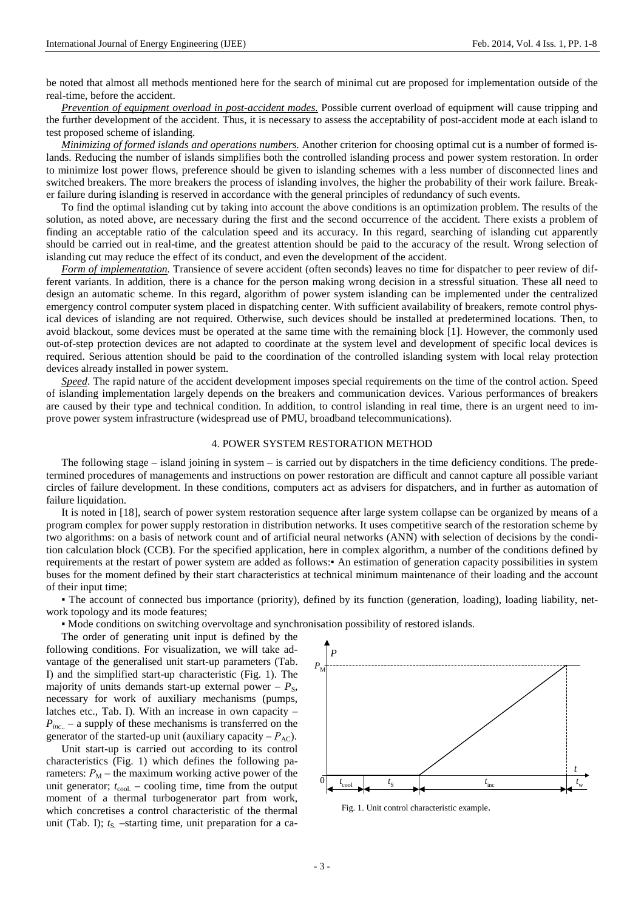be noted that almost all methods mentioned here for the search of minimal cut are proposed for implementation outside of the real-time, before the accident.

*Prevention of equipment overload in post-accident modes.* Possible current overload of equipment will cause tripping and the further development of the accident. Thus, it is necessary to assess the acceptability of post-accident mode at each island to test proposed scheme of islanding.

*Minimizing of formed islands and operations numbers.* Another criterion for choosing optimal cut is a number of formed islands. Reducing the number of islands simplifies both the controlled islanding process and power system restoration. In order to minimize lost power flows, preference should be given to islanding schemes with a less number of disconnected lines and switched breakers. The more breakers the process of islanding involves, the higher the probability of their work failure. Breaker failure during islanding is reserved in accordance with the general principles of redundancy of such events.

To find the optimal islanding cut by taking into account the above conditions is an optimization problem. The results of the solution, as noted above, are necessary during the first and the second occurrence of the accident. There exists a problem of finding an acceptable ratio of the calculation speed and its accuracy. In this regard, searching of islanding cut apparently should be carried out in real-time, and the greatest attention should be paid to the accuracy of the result. Wrong selection of islanding cut may reduce the effect of its conduct, and even the development of the accident.

*Form of implementation.* Transience of severe accident (often seconds) leaves no time for dispatcher to peer review of different variants. In addition, there is a chance for the person making wrong decision in a stressful situation. These all need to design an automatic scheme. In this regard, algorithm of power system islanding can be implemented under the centralized emergency control computer system placed in dispatching center. With sufficient availability of breakers, remote control physical devices of islanding are not required. Otherwise, such devices should be installed at predetermined locations. Then, to avoid blackout, some devices must be operated at the same time with the remaining block [1]. However, the commonly used out-of-step protection devices are not adapted to coordinate at the system level and development of specific local devices is required. Serious attention should be paid to the coordination of the controlled islanding system with local relay protection devices already installed in power system.

*Speed*. The rapid nature of the accident development imposes special requirements on the time of the control action. Speed of islanding implementation largely depends on the breakers and communication devices. Various performances of breakers are caused by their type and technical condition. In addition, to control islanding in real time, there is an urgent need to improve power system infrastructure (widespread use of PMU, broadband telecommunications).

## 4. POWER SYSTEM RESTORATION METHOD

The following stage – island joining in system – is carried out by dispatchers in the time deficiency conditions. The predetermined procedures of managements and instructions on power restoration are difficult and cannot capture all possible variant circles of failure development. In these conditions, computers act as advisers for dispatchers, and in further as automation of failure liquidation.

It is noted in [18], search of power system restoration sequence after large system collapse can be organized by means of a program complex for power supply restoration in distribution networks. It uses competitive search of the restoration scheme by two algorithms: on a basis of network count and of artificial neural networks (ANN) with selection of decisions by the condition calculation block (CCB). For the specified application, here in complex algorithm, a number of the conditions defined by requirements at the restart of power system are added as follows:

- An estimation of generation capacity possibilities in system buses for the moment defined by their start characteristics at technical minimum maintenance of their loading and the account of their input time;
- The account of connected bus importance (priority), defined by its function (generation, loading), loading liability, network topology and its mode features;
- Mode conditions on switching overvoltage and synchronisation possibility of restored islands.

The order of generating unit input is defined by the following conditions. For visualization, we will take advantage of the generalised unit start-up parameters (Tab. I) and the simplified start-up characteristic (Fig. 1). The majority of units demands start-up external power – $P_S$, necessary for work of auxiliary mechanisms (pumps, latches etc., Tab. I). With an increase in own capacity – $P_{inc.}$ – a supply of these mechanisms is transferred on the generator of the started-up unit (auxiliary capacity – $P_{AC}$).

Unit start-up is carried out according to its control characteristics (Fig. 1) which defines the following parameters: $P_M$ – the maximum working active power of the unit generator; $t_{cool.}$ – cooling time, time from the output moment of a thermal turbogenerator part from work, which concretises a control characteristic of the thermal unit (Tab. I); $t_{S.}$ –starting time, unit preparation for a ca-

Fig. 1. Unit control characteristic example.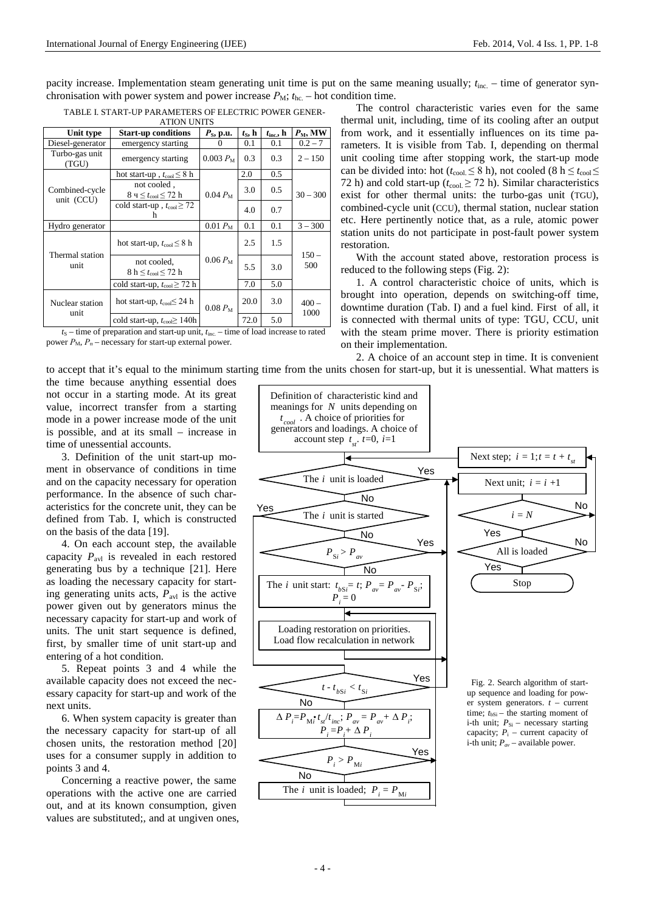pacity increase. Implementation steam generating unit time is put on the same meaning usually; $t_{inc.}$ – time of generator synchronisation with power system and power increase $P_M$; $t_{hc.}$ – hot condition time.

TABLE I. START-UP PARAMETERS OF ELECTRIC POWER GENERATION UNITS

| Unit type | Start-up conditions | $P_S$, p.u. | $t_S$, h | $t_{inc.}$, h | $P_M$, MW |
|---|---|---|---|---|---|
| Diesel-generator | emergency starting | 0 | 0.1 | 0.1 | 0.2 – 7 |
| Turbo-gas unit (TGU) | emergency starting | 0.003 $P_M$ | 0.3 | 0.3 | 2 – 150 |
| Combined-cycle unit (CCU) | hot start-up , $t_{cool} \leq 8$ h | 0.04 $P_M$ | 2.0 | 0.5 | 30 – 300 |
| | not cooled , 8 ч $\leq t_{cool} \leq 72$ h | | 3.0 | 0.5 | |
| | cold start-up , $t_{cool} \geq 72$ h | | 4.0 | 0.7 | |
| Hydro generator | | 0.01 $P_M$ | 0.1 | 0.1 | 3 – 300 |
| Thermal station unit | hot start-up, $t_{cool} \leq 8$ h | 0.06 $P_M$ | 2.5 | 1.5 | 150 – 500 |
| | not cooled, 8 h $\leq t_{cool} \leq 72$ h | | 5.5 | 3.0 | |
| | cold start-up, $t_{cool} \geq 72$ h | | 7.0 | 5.0 | |
| Nuclear station unit | hot start-up, $t_{cool} \leq 24$ h | 0.08 $P_M$ | 20.0 | 3.0 | 400 – 1000 |
| | cold start-up, $t_{cool} \geq 140$h | | 72.0 | 5.0 | |

$t_S$ – time of preparation and start-up unit, $t_{inc.}$ – time of load increase to rated power $P_M$, $P_n$ – necessary for start-up external power.

The control characteristic varies even for the same thermal unit, including, time of its cooling after an output from work, and it essentially influences on its time parameters. It is visible from Tab. I, depending on thermal unit cooling time after stopping work, the start-up mode can be divided into: hot ($t_{cool.} \leq 8$ h), not cooled (8 h $\leq t_{cool} \leq$ 72 h) and cold start-up ($t_{cool.} \geq 72$ h). Similar characteristics exist for other thermal units: the turbo-gas unit (TGU), combined-cycle unit (CCU), thermal station, nuclear station etc. Here pertinently notice that, as a rule, atomic power station units do not participate in post-fault power system restoration.

With the account stated above, restoration process is reduced to the following steps (Fig. 2):

1. A control characteristic choice of units, which is brought into operation, depends on switching-off time, downtime duration (Tab. I) and a fuel kind. First of all, it is connected with thermal units of type: TGU, CCU, unit with the steam prime mover. There is priority estimation on their implementation.

2. A choice of an account step in time. It is convenient to accept that it's equal to the minimum starting time from the units chosen for start-up, but it is unessential. What matters is the time because anything essential does not occur in a starting mode. At its great value, incorrect transfer from a starting mode in a power increase mode of the unit is possible, and at its small – increase in time of unessential accounts.

3. Definition of the unit start-up moment in observance of conditions in time and on the capacity necessary for operation performance. In the absence of such characteristics for the concrete unit, they can be defined from Tab. I, which is constructed on the basis of the data [19].

4. On each account step, the available capacity $P_{avl}$ is revealed in each restored generating bus by a technique [21]. Here as loading the necessary capacity for starting generating units acts, $P_{avl}$ is the active power given out by generators minus the necessary capacity for start-up and work of units. The unit start sequence is defined, first, by smaller time of unit start-up and entering of a hot condition.

5. Repeat points 3 and 4 while the available capacity does not exceed the necessary capacity for start-up and work of the next units.

6. When system capacity is greater than the necessary capacity for start-up of all chosen units, the restoration method [20] uses for a consumer supply in addition to points 3 and 4.

Concerning a reactive power, the same operations with the active one are carried out, and at its known consumption, given values are substituted;, and at ungiven ones,

Definition of characteristic kind and meanings for $N$ units depending on $t_{cool}$. A choice of priorities for generators and loadings. A choice of account step $t_{st}$. $t$=0, $i$=1

Next step; $i = 1; t = t + t_{st}$

The $i$ unit is loaded — Yes / No

Next unit; $i = i + 1$

The $i$ unit is started — Yes / No

$i = N$ — Yes / No

$P_{Si} > P_{av}$ — Yes / No

All is loaded — Yes / No

The $i$ unit start: $t_{bSi} = t$; $P_{av} = P_{av} - P_{Si}$; $P_i = 0$

Stop

Loading restoration on priorities. Load flow recalculation in network

$t - t_{bSi} < t_{Si}$ — Yes / No

$\Delta P_i = P_{Mi} \cdot t_{st}/t_{inc}$; $P_{av} = P_{av} + \Delta P_i$; $P_i = P_i + \Delta P_i$

$P_i > P_{Mi}$ — Yes / No

The $i$ unit is loaded; $P_i = P_{Mi}$

Fig. 2. Search algorithm of start-up sequence and loading for power system generators. $t$ – current time; $t_{bSi}$ – the starting moment of i-th unit; $P_{Si}$ – necessary starting capacity; $P_i$ – current capacity of i-th unit; $P_{av}$ – available power.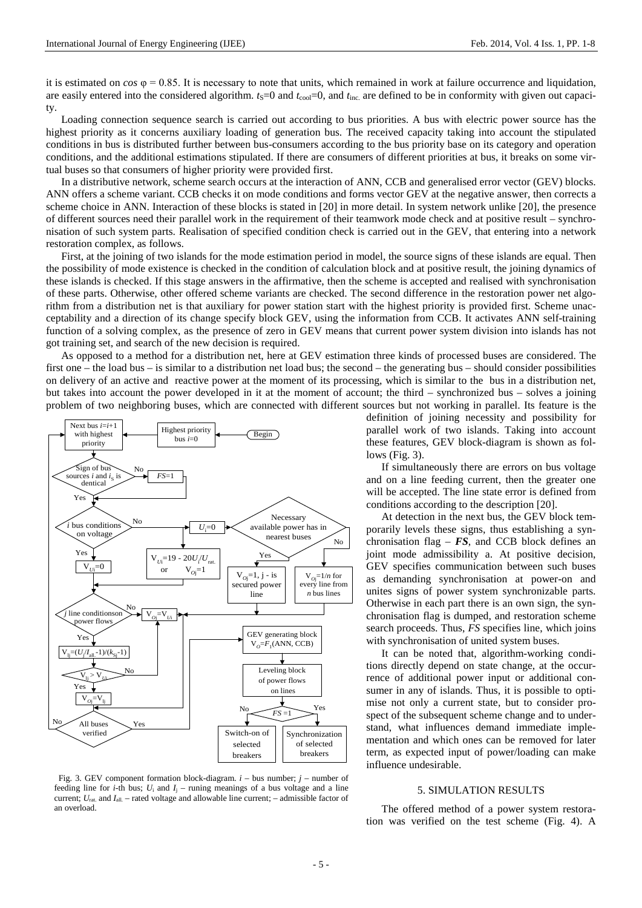it is estimated on $cos\ \varphi = 0.85$. It is necessary to note that units, which remained in work at failure occurrence and liquidation, are easily entered into the considered algorithm. $t_S$=0 and $t_{cool}$=0, and $t_{inc.}$ are defined to be in conformity with given out capacity.

Loading connection sequence search is carried out according to bus priorities. A bus with electric power source has the highest priority as it concerns auxiliary loading of generation bus. The received capacity taking into account the stipulated conditions in bus is distributed further between bus-consumers according to the bus priority base on its category and operation conditions, and the additional estimations stipulated. If there are consumers of different priorities at bus, it breaks on some virtual buses so that consumers of higher priority were provided first.

In a distributive network, scheme search occurs at the interaction of ANN, CCB and generalised error vector (GEV) blocks. ANN offers a scheme variant. CCB checks it on mode conditions and forms vector GEV at the negative answer, then corrects a scheme choice in ANN. Interaction of these blocks is stated in [20] in more detail. In system network unlike [20], the presence of different sources need their parallel work in the requirement of their teamwork mode check and at positive result – synchronisation of such system parts. Realisation of specified condition check is carried out in the GEV, that entering into a network restoration complex, as follows.

First, at the joining of two islands for the mode estimation period in model, the source signs of these islands are equal. Then the possibility of mode existence is checked in the condition of calculation block and at positive result, the joining dynamics of these islands is checked. If this stage answers in the affirmative, then the scheme is accepted and realised with synchronisation of these parts. Otherwise, other offered scheme variants are checked. The second difference in the restoration power net algorithm from a distribution net is that auxiliary for power station start with the highest priority is provided first. Scheme unacceptability and a direction of its change specify block GEV, using the information from CCB. It activates ANN self-training function of a solving complex, as the presence of zero in GEV means that current power system division into islands has not got training set, and search of the new decision is required.

As opposed to a method for a distribution net, here at GEV estimation three kinds of processed buses are considered. The first one – the load bus – is similar to a distribution net load bus; the second – the generating bus – should consider possibilities on delivery of an active and reactive power at the moment of its processing, which is similar to the bus in a distribution net, but takes into account the power developed in it at the moment of account; the third – synchronized bus – solves a joining problem of two neighboring buses, which are connected with different sources but not working in parallel. Its feature is the definition of joining necessity and possibility for parallel work of two islands. Taking into account these features, GEV block-diagram is shown as follows (Fig. 3).

Fig. 3. GEV component formation block-diagram. $i$ – bus number; $j$ – number of feeding line for $i$-th bus; $U_i$ and $I_j$ – runing meanings of a bus voltage and a line current; $U_{rat.}$ and $I_{all.}$ – rated voltage and allowable line current; – admissible factor of an overload.

If simultaneously there are errors on bus voltage and on a line feeding current, then the greater one will be accepted. The line state error is defined from conditions according to the description [20].

At detection in the next bus, the GEV block temporarily levels these signs, thus establishing a synchronisation flag – ***FS***, and CCB block defines an joint mode admissibility a. At positive decision, GEV specifies communication between such buses as demanding synchronisation at power-on and unites signs of power system synchronizable parts. Otherwise in each part there is an own sign, the synchronisation flag is dumped, and restoration scheme search proceeds. Thus, *FS* specifies line, which joins with synchronisation of united system buses.

It can be noted that, algorithm-working conditions directly depend on state change, at the occurrence of additional power input or additional consumer in any of islands. Thus, it is possible to optimise not only a current state, but to consider prospect of the subsequent scheme change and to understand, what influences demand immediate implementation and which ones can be removed for later term, as expected input of power/loading can make influence undesirable.

## 5. SIMULATION RESULTS

The offered method of a power system restoration was verified on the test scheme (Fig. 4). A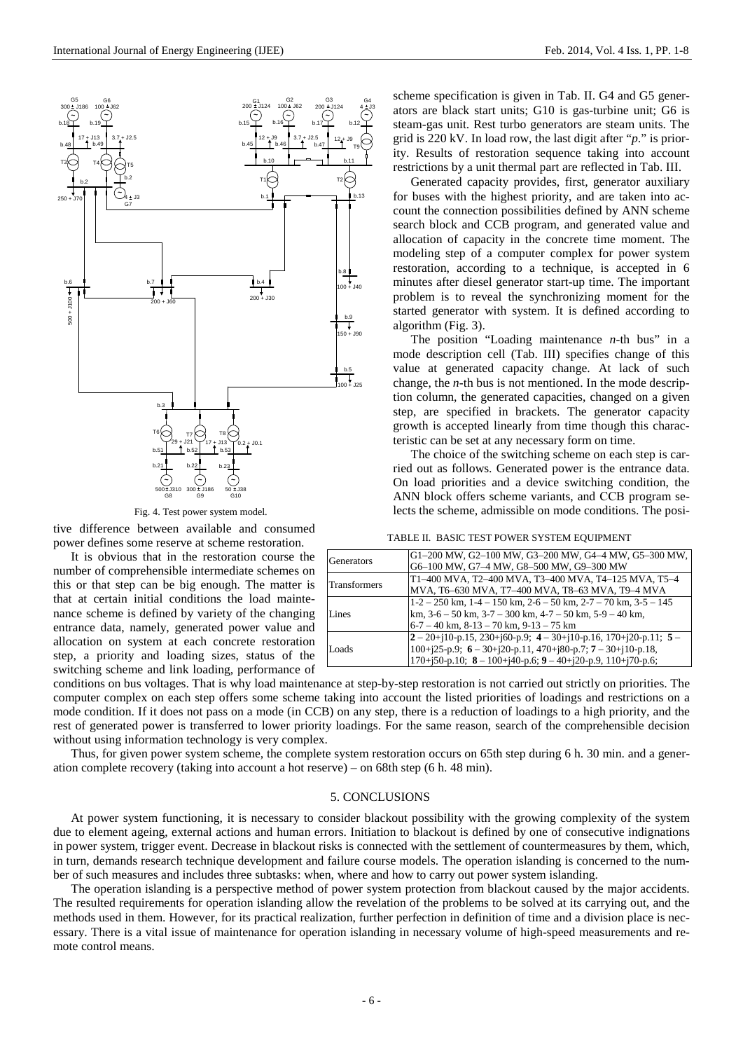Fig. 4. Test power system model.

scheme specification is given in Tab. II. G4 and G5 generators are black start units; G10 is gas-turbine unit; G6 is steam-gas unit. Rest turbo generators are steam units. The grid is 220 kV. In load row, the last digit after "*p*." is priority. Results of restoration sequence taking into account restrictions by a unit thermal part are reflected in Tab. III.

Generated capacity provides, first, generator auxiliary for buses with the highest priority, and are taken into account the connection possibilities defined by ANN scheme search block and CCB program, and generated value and allocation of capacity in the concrete time moment. The modeling step of a computer complex for power system restoration, according to a technique, is accepted in 6 minutes after diesel generator start-up time. The important problem is to reveal the synchronizing moment for the started generator with system. It is defined according to algorithm (Fig. 3).

The position "Loading maintenance *n*-th bus" in a mode description cell (Tab. III) specifies change of this value at generated capacity change. At lack of such change, the *n*-th bus is not mentioned. In the mode description column, the generated capacities, changed on a given step, are specified in brackets. The generator capacity growth is accepted linearly from time though this characteristic can be set at any necessary form on time.

The choice of the switching scheme on each step is carried out as follows. Generated power is the entrance data. On load priorities and a device switching condition, the ANN block offers scheme variants, and CCB program selects the scheme, admissible on mode conditions. The positive difference between available and consumed power defines some reserve at scheme restoration.

TABLE II. BASIC TEST POWER SYSTEM EQUIPMENT

| | |
|---|---|
| Generators | G1–200 MW, G2–100 MW, G3–200 MW, G4–4 MW, G5–300 MW, G6–100 MW, G7–4 MW, G8–500 MW, G9–300 MW |
| Transformers | T1–400 MVA, T2–400 MVA, T3–400 MVA, T4–125 MVA, T5–4 MVA, T6–630 MVA, T7–400 MVA, T8–63 MVA, T9–4 MVA |
| Lines | 1-2 – 250 km, 1-4 – 150 km, 2-6 – 50 km, 2-7 – 70 km, 3-5 – 145 km, 3-6 – 50 km, 3-7 – 300 km, 4-7 – 50 km, 5-9 – 40 km, 6-7 – 40 km, 8-13 – 70 km, 9-13 – 75 km |
| Loads | **2** – 20+j10-p.15, 230+j60-p.9; **4** – 30+j10-p.16, 170+j20-p.11; **5** – 100+j25-p.9; **6** – 30+j20-p.11, 470+j80-p.7; **7** – 30+j10-p.18, 170+j50-p.10; **8** – 100+j40-p.6; **9** – 40+j20-p.9, 110+j70-p.6; |

It is obvious that in the restoration course the number of comprehensible intermediate schemes on this or that step can be big enough. The matter is that at certain initial conditions the load maintenance scheme is defined by variety of the changing entrance data, namely, generated power value and allocation on system at each concrete restoration step, a priority and loading sizes, status of the switching scheme and link loading, performance of conditions on bus voltages. That is why load maintenance at step-by-step restoration is not carried out strictly on priorities. The computer complex on each step offers some scheme taking into account the listed priorities of loadings and restrictions on a mode condition. If it does not pass on a mode (in CCB) on any step, there is a reduction of loadings to a high priority, and the rest of generated power is transferred to lower priority loadings. For the same reason, search of the comprehensible decision without using information technology is very complex.

Thus, for given power system scheme, the complete system restoration occurs on 65th step during 6 h. 30 min. and a generation complete recovery (taking into account a hot reserve) – on 68th step (6 h. 48 min).

## 5. CONCLUSIONS

At power system functioning, it is necessary to consider blackout possibility with the growing complexity of the system due to element ageing, external actions and human errors. Initiation to blackout is defined by one of consecutive indignations in power system, trigger event. Decrease in blackout risks is connected with the settlement of countermeasures by them, which, in turn, demands research technique development and failure course models. The operation islanding is concerned to the number of such measures and includes three subtasks: when, where and how to carry out power system islanding.

The operation islanding is a perspective method of power system protection from blackout caused by the major accidents. The resulted requirements for operation islanding allow the revelation of the problems to be solved at its carrying out, and the methods used in them. However, for its practical realization, further perfection in definition of time and a division place is necessary. There is a vital issue of maintenance for operation islanding in necessary volume of high-speed measurements and remote control means.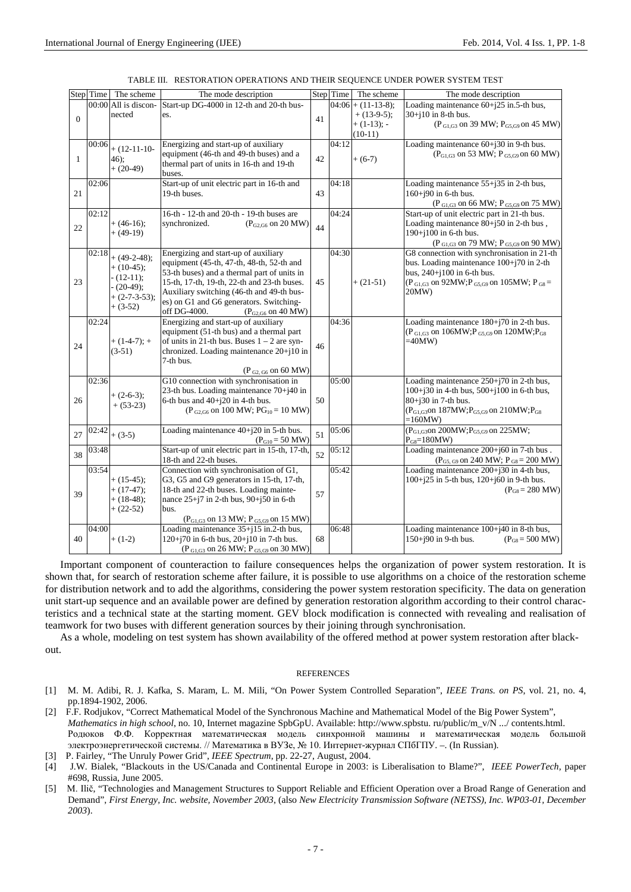TABLE III. RESTORATION OPERATIONS AND THEIR SEQUENCE UNDER POWER SYSTEM TEST

| Step | Time | The scheme | The mode description | Step | Time | The scheme | The mode description |
|---|---|---|---|---|---|---|---|
| 0 | 00:00 | All is disconnected | Start-up DG-4000 in 12-th and 20-th buses. | 41 | 04:06 | + (11-13-8); + (13-9-5); + (1-13); - (10-11) | Loading maintenance 60+j25 in.5-th bus, 30+j10 in 8-th bus. ($P_{G1,G3}$ on 39 MW; $P_{G5,G9}$ on 45 MW) |
| 1 | 00:06 | + (12-11-10-46); + (20-49) | Energizing and start-up of auxiliary equipment (46-th and 49-th buses) and a thermal part of units in 16-th and 19-th buses. | 42 | 04:12 | + (6-7) | Loading maintenance 60+j30 in 9-th bus. ($P_{G1,G3}$ on 53 MW; $P_{G5,G9}$ on 60 MW) |
| 21 | 02:06 | | Start-up of unit electric part in 16-th and 19-th buses. | 43 | 04:18 | | Loading maintenance 55+j35 in 2-th bus, 160+j90 in 6-th bus. ($P_{G1,G3}$ on 66 MW; $P_{G5,G9}$ on 75 MW) |
| 22 | 02:12 | + (46-16); + (49-19) | 16-th - 12-th and 20-th - 19-th buses are synchronized. ($P_{G2,G6}$ on 20 MW) | 44 | 04:24 | | Start-up of unit electric part in 21-th bus. Loading maintenance 80+j50 in 2-th bus , 190+j100 in 6-th bus. ($P_{G1,G3}$ on 79 MW; $P_{G5,G9}$ on 90 MW) |
| 23 | 02:18 | + (49-2-48); + (10-45); - (12-11); - (20-49); + (2-7-3-53); + (3-52) | Energizing and start-up of auxiliary equipment (45-th, 47-th, 48-th, 52-th and 53-th buses) and a thermal part of units in 15-th, 17-th, 19-th, 22-th and 23-th buses. Auxiliary switching (46-th and 49-th buses) on G1 and G6 generators. Switching-off DG-4000. ($P_{G2,G6}$ on 40 MW) | 45 | 04:30 | + (21-51) | G8 connection with synchronisation in 21-th bus. Loading maintenance 100+j70 in 2-th bus, 240+j100 in 6-th bus. ($P_{G1,G3}$ on 92MW;$P_{G5,G9}$ on 105MW; $P_{G8}$ = 20MW) |
| 24 | 02:24 | + (1-4-7); + (3-51) | Energizing and start-up of auxiliary equipment (51-th bus) and a thermal part of units in 21-th bus. Buses 1 – 2 are synchronized. Loading maintenance 20+j10 in 7-th bus. ($P_{G2,G6}$ on 60 MW) | 46 | 04:36 | | Loading maintenance 180+j70 in 2-th bus. ($P_{G1,G3}$ on 106MW;$P_{G5,G9}$ on 120MW;$P_{G8}$ =40MW) |
| 26 | 02:36 | + (2-6-3); + (53-23) | G10 connection with synchronisation in 23-th bus. Loading maintenance 70+j40 in 6-th bus and 40+j20 in 4-th bus. ($P_{G2,G6}$ on 100 MW; $P_{G10}$ = 10 MW) | 50 | 05:00 | | Loading maintenance 250+j70 in 2-th bus, 100+j30 in 4-th bus, 500+j100 in 6-th bus, 80+j30 in 7-th bus. ($P_{G1,G3}$on 187MW;$P_{G5,G9}$ on 210MW;$P_{G8}$ =160MW) |
| 27 | 02:42 | + (3-5) | Loading maintenance 40+j20 in 5-th bus. ($P_{G10}$ = 50 MW) | 51 | 05:06 | | ($P_{G1,G3}$on 200MW;$P_{G5,G9}$ on 225MW; $P_{G8}$=180MW) |
| 38 | 03:48 | | Start-up of unit electric part in 15-th, 17-th, 18-th and 22-th buses. | 52 | 05:12 | | Loading maintenance 200+j60 in 7-th bus . ($P_{G5,G9}$ on 240 MW; $P_{G8}$ = 200 MW) |
| 39 | 03:54 | + (15-45); + (17-47); + (18-48); + (22-52) | Connection with synchronisation of G1, G3, G5 and G9 generators in 15-th, 17-th, 18-th and 22-th buses. Loading maintenance 25+j7 in 2-th bus, 90+j50 in 6-th bus. ($P_{G1,G3}$ on 13 MW; $P_{G5,G9}$ on 15 MW) | 57 | 05:42 | | Loading maintenance 200+j30 in 4-th bus, 100+j25 in 5-th bus, 120+j60 in 9-th bus. ($P_{G8}$ = 280 MW) |
| 40 | 04:00 | + (1-2) | Loading maintenance 35+j15 in.2-th bus, 120+j70 in 6-th bus, 20+j10 in 7-th bus. ($P_{G1,G3}$ on 26 MW; $P_{G5,G9}$ on 30 MW) | 68 | 06:48 | | Loading maintenance 100+j40 in 8-th bus, 150+j90 in 9-th bus. ($P_{G8}$ = 500 MW) |

Important component of counteraction to failure consequences helps the organization of power system restoration. It is shown that, for search of restoration scheme after failure, it is possible to use algorithms on a choice of the restoration scheme for distribution network and to add the algorithms, considering the power system restoration specificity. The data on generation unit start-up sequence and an available power are defined by generation restoration algorithm according to their control characteristics and a technical state at the starting moment. GEV block modification is connected with revealing and realisation of teamwork for two buses with different generation sources by their joining through synchronisation.

As a whole, modeling on test system has shown availability of the offered method at power system restoration after blackout.

## REFERENCES

[1] M. M. Adibi, R. J. Kafka, S. Maram, L. M. Mili, "On Power System Controlled Separation", *IEEE Trans. on PS*, vol. 21, no. 4, pp.1894-1902, 2006.

[2] F.F. Rodjukov, "Correct Mathematical Model of the Synchronous Machine and Mathematical Model of the Big Power System", *Mathematics in high school*, no. 10, Internet magazine SpbGpU. Available: http://www.spbstu. ru/public/m_v/N .../ contents.html. Родюков Ф.Ф. Корректная математическая модель синхронной машины и математическая модель большой электроэнергетической системы. // Математика в ВУЗе, № 10. Интернет-журнал СПбГПУ. –. (In Russian).

[3] P. Fairley, "The Unruly Power Grid", *IEEE Spectrum*, pp. 22-27, August, 2004.

[4] J.W. Bialek, "Blackouts in the US/Canada and Continental Europe in 2003: is Liberalisation to Blame?", *IEEE PowerTech*, paper #698, Russia, June 2005.

[5] M. Ilič, "Technologies and Management Structures to Support Reliable and Efficient Operation over a Broad Range of Generation and Demand", *First Energy, Inc. website, November 2003*, (also *New Electricity Transmission Software (NETSS), Inc. WP03-01, December 2003*).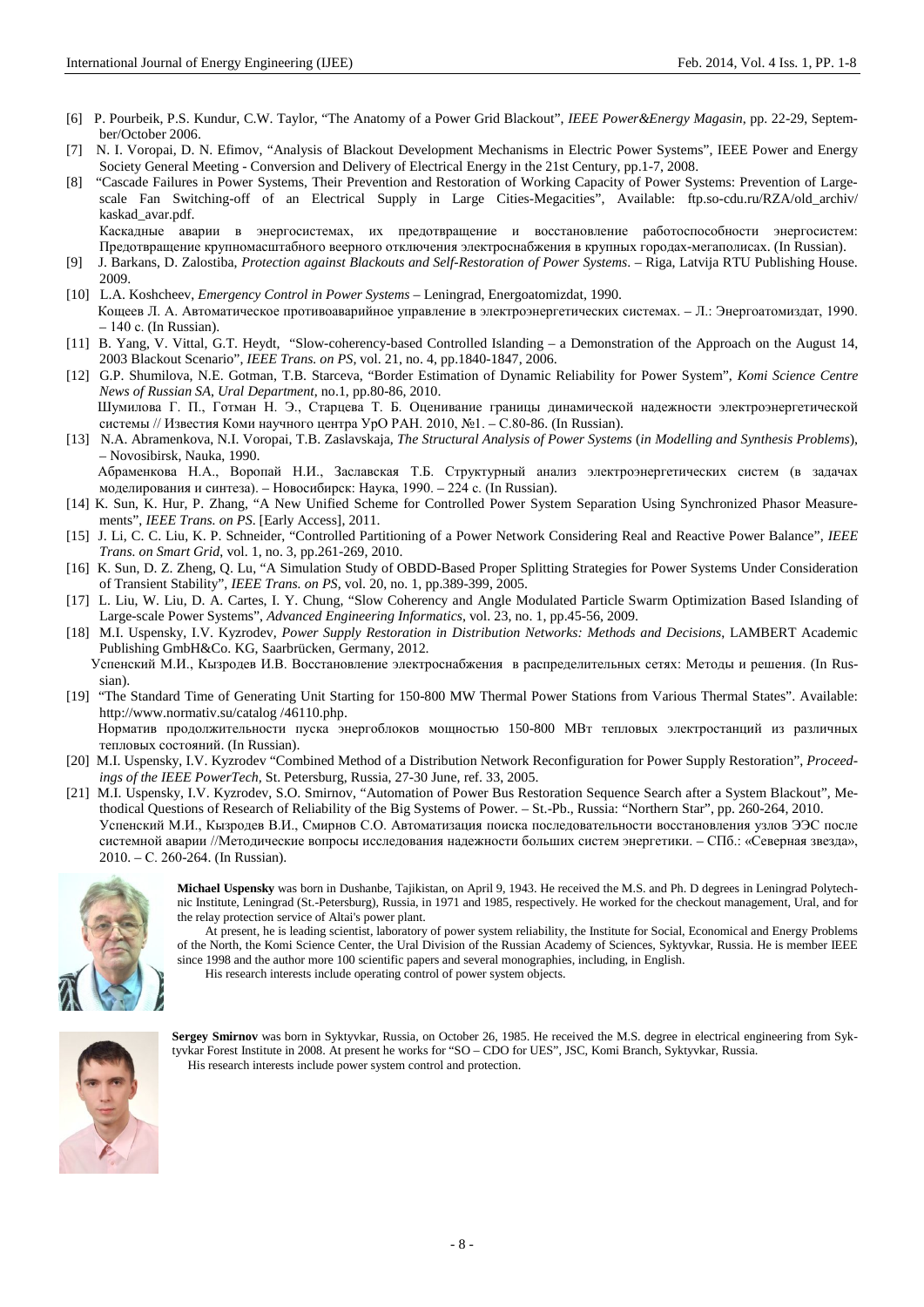[6] P. Pourbeik, P.S. Kundur, C.W. Taylor, "The Anatomy of a Power Grid Blackout", *IEEE Power&Energy Magasin*, pp. 22-29, September/October 2006.

[7] N. I. Voropai, D. N. Efimov, "Analysis of Blackout Development Mechanisms in Electric Power Systems", IEEE Power and Energy Society General Meeting - Conversion and Delivery of Electrical Energy in the 21st Century, pp.1-7, 2008.

[8] "Cascade Failures in Power Systems, Their Prevention and Restoration of Working Capacity of Power Systems: Prevention of Large-scale Fan Switching-off of an Electrical Supply in Large Cities-Megacities", Available: ftp.so-cdu.ru/RZA/old_archiv/kaskad_avar.pdf.
Каскадные аварии в энергосистемах, их предотвращение и восстановление работоспособности энергосистем: Предотвращение крупномасштабного веерного отключения электроснабжения в крупных городах-мегаполисах. (In Russian).

[9] J. Barkans, D. Zalostiba, *Protection against Blackouts and Self-Restoration of Power Systems*. – Riga, Latvija RTU Publishing House. 2009.

[10] L.A. Koshcheev, *Emergency Control in Power Systems* – Leningrad, Energoatomizdat, 1990.
Кощеев Л. А. Автоматическое противоаварийное управление в электроэнергетических системах. – Л.: Энергоатомиздат, 1990. – 140 с. (In Russian).

[11] B. Yang, V. Vittal, G.T. Heydt, "Slow-coherency-based Controlled Islanding – a Demonstration of the Approach on the August 14, 2003 Blackout Scenario", *IEEE Trans. on PS*, vol. 21, no. 4, pp.1840-1847, 2006.

[12] G.P. Shumilova, N.E. Gotman, T.B. Starceva, "Border Estimation of Dynamic Reliability for Power System", *Komi Science Centre News of Russian SA, Ural Department*, no.1, pp.80-86, 2010.
Шумилова Г. П., Готман Н. Э., Старцева Т. Б. Оценивание границы динамической надежности электроэнергетической системы // Известия Коми научного центра УрО РАН. 2010, №1. – С.80-86. (In Russian).

[13] N.A. Abramenkova, N.I. Voropai, T.B. Zaslavskaja, *The Structural Analysis of Power Systems* (*in Modelling and Synthesis Problems*), – Novosibirsk, Nauka, 1990.
Абраменкова Н.А., Воропай Н.И., Заславская Т.Б. Структурный анализ электроэнергетических систем (в задачах моделирования и синтеза). – Новосибирск: Наука, 1990. – 224 с. (In Russian).

[14] K. Sun, K. Hur, P. Zhang, "A New Unified Scheme for Controlled Power System Separation Using Synchronized Phasor Measurements", *IEEE Trans. on PS*. [Early Access], 2011.

[15] J. Li, C. C. Liu, K. P. Schneider, "Controlled Partitioning of a Power Network Considering Real and Reactive Power Balance", *IEEE Trans. on Smart Grid*, vol. 1, no. 3, pp.261-269, 2010.

[16] K. Sun, D. Z. Zheng, Q. Lu, "A Simulation Study of OBDD-Based Proper Splitting Strategies for Power Systems Under Consideration of Transient Stability", *IEEE Trans. on PS*, vol. 20, no. 1, pp.389-399, 2005.

[17] L. Liu, W. Liu, D. A. Cartes, I. Y. Chung, "Slow Coherency and Angle Modulated Particle Swarm Optimization Based Islanding of Large-scale Power Systems", *Advanced Engineering Informatics*, vol. 23, no. 1, pp.45-56, 2009.

[18] M.I. Uspensky, I.V. Kyzrodev, *Power Supply Restoration in Distribution Networks: Methods and Decisions*, LAMBERT Academic Publishing GmbH&Co. KG, Saarbrücken, Germany, 2012.
Успенский М.И., Кызродев И.В. Восстановление электроснабжения в распределительных сетях: Методы и решения. (In Russian).

[19] "The Standard Time of Generating Unit Starting for 150-800 MW Thermal Power Stations from Various Thermal States". Available: http://www.normativ.su/catalog /46110.php.
Норматив продолжительности пуска энергоблоков мощностью 150-800 МВт тепловых электростанций из различных тепловых состояний. (In Russian).

[20] M.I. Uspensky, I.V. Kyzrodev "Combined Method of a Distribution Network Reconfiguration for Power Supply Restoration", *Proceedings of the IEEE PowerTech*, St. Petersburg, Russia, 27-30 June, ref. 33, 2005.

[21] M.I. Uspensky, I.V. Kyzrodev, S.O. Smirnov, "Automation of Power Bus Restoration Sequence Search after a System Blackout", Methodical Questions of Research of Reliability of the Big Systems of Power. – St.-Pb., Russia: "Northern Star", pp. 260-264, 2010.
Успенский М.И., Кызродев В.И., Смирнов С.О. Автоматизация поиска последовательности восстановления узлов ЭЭС после системной аварии //Методические вопросы исследования надежности больших систем энергетики. – СПб.: «Северная звезда», 2010. – С. 260-264. (In Russian).

**Michael Uspensky** was born in Dushanbe, Tajikistan, on April 9, 1943. He received the M.S. and Ph. D degrees in Leningrad Polytechnic Institute, Leningrad (St.-Petersburg), Russia, in 1971 and 1985, respectively. He worked for the checkout management, Ural, and for the relay protection service of Altai's power plant.

At present, he is leading scientist, laboratory of power system reliability, the Institute for Social, Economical and Energy Problems of the North, the Komi Science Center, the Ural Division of the Russian Academy of Sciences, Syktyvkar, Russia. He is member IEEE since 1998 and the author more 100 scientific papers and several monographies, including, in English.

His research interests include operating control of power system objects.

**Sergey Smirnov** was born in Syktyvkar, Russia, on October 26, 1985. He received the M.S. degree in electrical engineering from Syktyvkar Forest Institute in 2008. At present he works for "SO – CDO for UES", JSC, Komi Branch, Syktyvkar, Russia.

His research interests include power system control and protection.